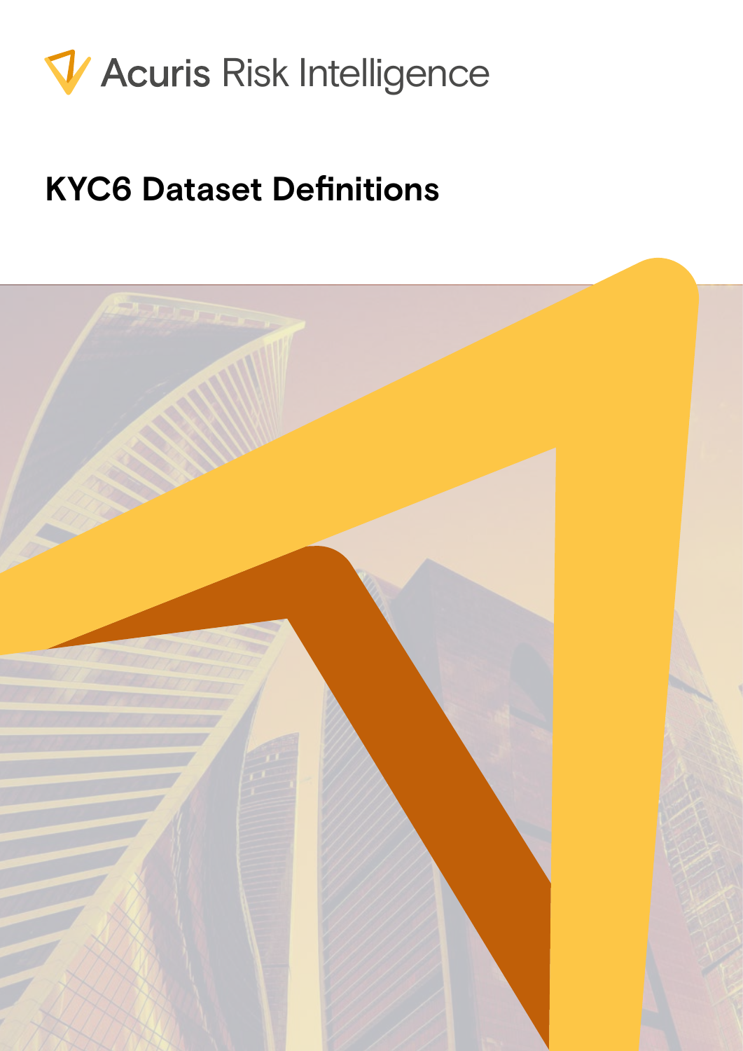Acuris Risk Intelligence

# KYC6 Dataset Definitions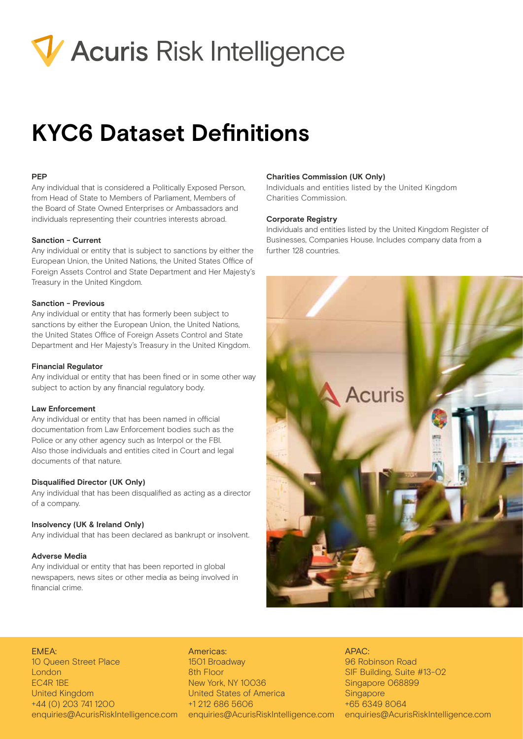# Acuris Risk Intelligence

# KYC6 Dataset Definitions

**PEP**

Any individual that is considered a Politically Exposed Person, from Head of State to Members of Parliament, Members of the Board of State Owned Enterprises or Ambassadors and individuals representing their countries interests abroad.

**Sanction - Current**

Any individual or entity that is subject to sanctions by either the European Union, the United Nations, the United States Office of Foreign Assets Control and State Department and Her Majesty's Treasury in the United Kingdom.

**Sanction - Previous**

Any individual or entity that has formerly been subject to sanctions by either the European Union, the United Nations, the United States Office of Foreign Assets Control and State Department and Her Majesty's Treasury in the United Kingdom.

**Financial Regulator**

Any individual or entity that has been fined or in some other way subject to action by any financial regulatory body.

**Law Enforcement**

Any individual or entity that has been named in official documentation from Law Enforcement bodies such as the Police or any other agency such as Interpol or the FBI. Also those individuals and entities cited in Court and legal documents of that nature.

**Disqualified Director (UK Only)**

Any individual that has been disqualified as acting as a director of a company.

**Insolvency (UK & Ireland Only)**

Any individual that has been declared as bankrupt or insolvent.

**Adverse Media**

Any individual or entity that has been reported in global newspapers, news sites or other media as being involved in financial crime.

**Charities Commission (UK Only)**

Individuals and entities listed by the United Kingdom Charities Commission.

**Corporate Registry**

Individuals and entities listed by the United Kingdom Register of Businesses, Companies House. Includes company data from a further 128 countries.

EMEA:
10 Queen Street Place
London
EC4R 1BE
United Kingdom
+44 (0) 203 741 1200
enquiries@AcurisRiskIntelligence.com

Americas:
1501 Broadway
8th Floor
New York, NY 10036
United States of America
+1 212 686 5606
enquiries@AcurisRiskIntelligence.com

APAC:
96 Robinson Road
SIF Building, Suite #13-02
Singapore 068899
Singapore
+65 6349 8064
enquiries@AcurisRiskIntelligence.com